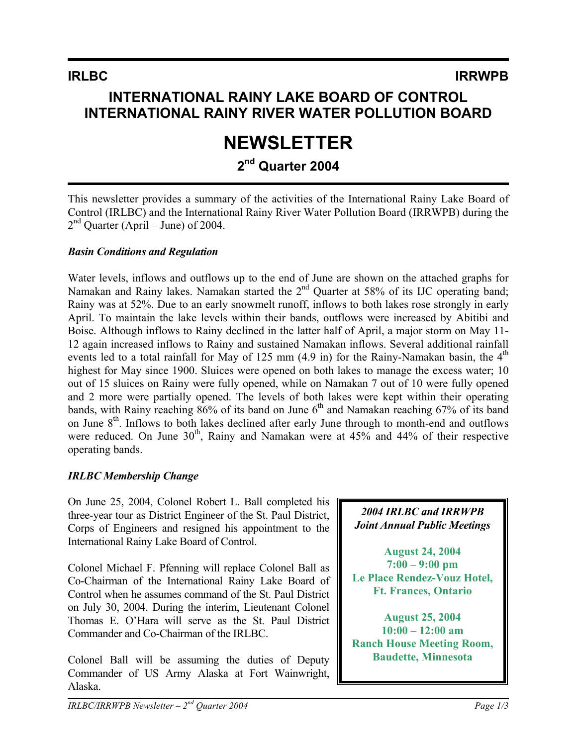**IRLBC** **IRRWPB**

# INTERNATIONAL RAINY LAKE BOARD OF CONTROL INTERNATIONAL RAINY RIVER WATER POLLUTION BOARD

# NEWSLETTER

## 2nd Quarter 2004

This newsletter provides a summary of the activities of the International Rainy Lake Board of Control (IRLBC) and the International Rainy River Water Pollution Board (IRRWPB) during the 2nd Quarter (April – June) of 2004.

### *Basin Conditions and Regulation*

Water levels, inflows and outflows up to the end of June are shown on the attached graphs for Namakan and Rainy lakes. Namakan started the 2nd Quarter at 58% of its IJC operating band; Rainy was at 52%. Due to an early snowmelt runoff, inflows to both lakes rose strongly in early April. To maintain the lake levels within their bands, outflows were increased by Abitibi and Boise. Although inflows to Rainy declined in the latter half of April, a major storm on May 11-12 again increased inflows to Rainy and sustained Namakan inflows. Several additional rainfall events led to a total rainfall for May of 125 mm (4.9 in) for the Rainy-Namakan basin, the 4th highest for May since 1900. Sluices were opened on both lakes to manage the excess water; 10 out of 15 sluices on Rainy were fully opened, while on Namakan 7 out of 10 were fully opened and 2 more were partially opened. The levels of both lakes were kept within their operating bands, with Rainy reaching 86% of its band on June 6th and Namakan reaching 67% of its band on June 8th. Inflows to both lakes declined after early June through to month-end and outflows were reduced. On June 30th, Rainy and Namakan were at 45% and 44% of their respective operating bands.

### *IRLBC Membership Change*

On June 25, 2004, Colonel Robert L. Ball completed his three-year tour as District Engineer of the St. Paul District, Corps of Engineers and resigned his appointment to the International Rainy Lake Board of Control.

Colonel Michael F. Pfenning will replace Colonel Ball as Co-Chairman of the International Rainy Lake Board of Control when he assumes command of the St. Paul District on July 30, 2004. During the interim, Lieutenant Colonel Thomas E. O'Hara will serve as the St. Paul District Commander and Co-Chairman of the IRLBC.

Colonel Ball will be assuming the duties of Deputy Commander of US Army Alaska at Fort Wainwright, Alaska.

***2004 IRLBC and IRRWPB Joint Annual Public Meetings***

**August 24, 2004**
**7:00 – 9:00 pm**
**Le Place Rendez-Vouz Hotel, Ft. Frances, Ontario**

**August 25, 2004**
**10:00 – 12:00 am**
**Ranch House Meeting Room, Baudette, Minnesota**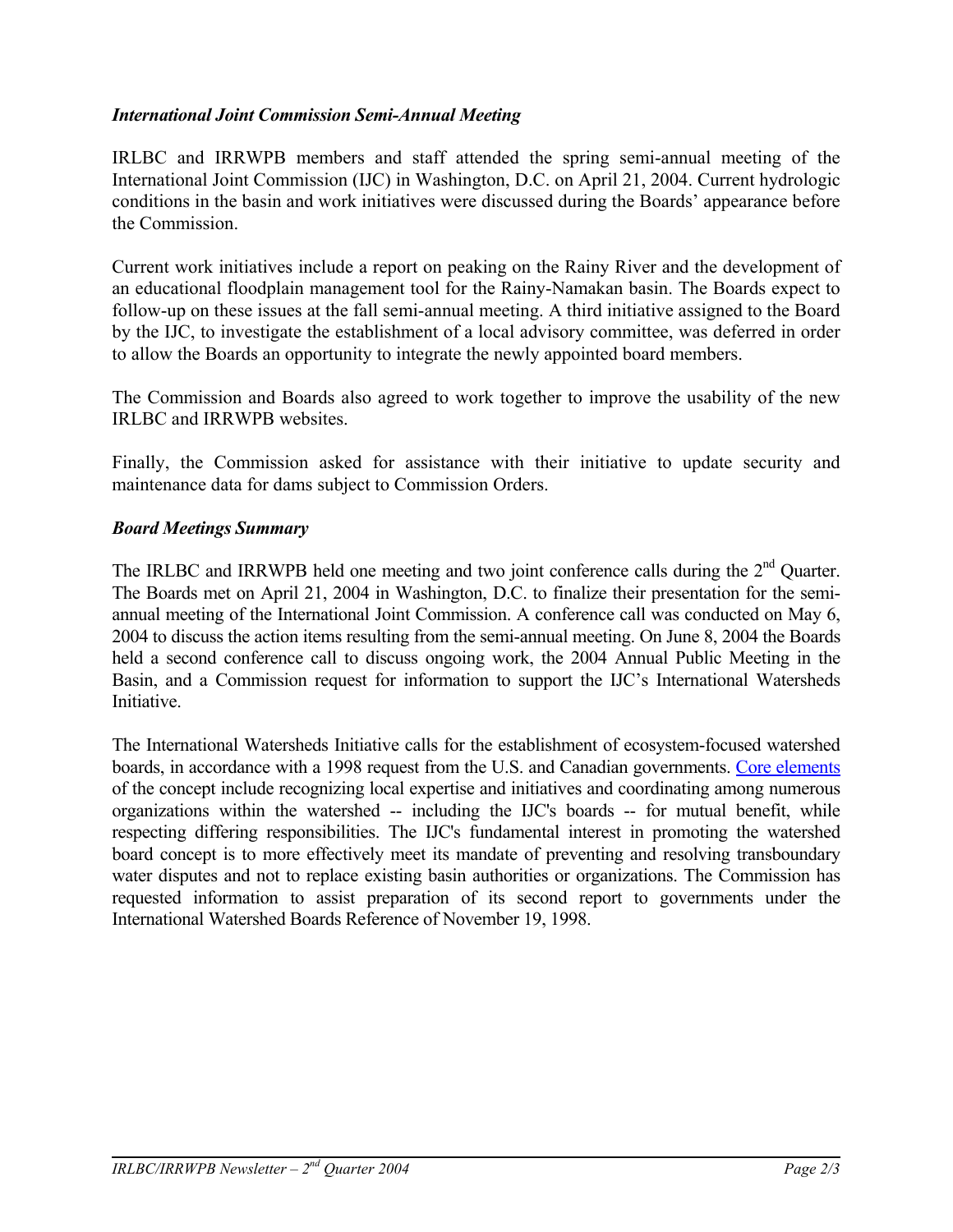### *International Joint Commission Semi-Annual Meeting*

IRLBC and IRRWPB members and staff attended the spring semi-annual meeting of the International Joint Commission (IJC) in Washington, D.C. on April 21, 2004. Current hydrologic conditions in the basin and work initiatives were discussed during the Boards' appearance before the Commission.

Current work initiatives include a report on peaking on the Rainy River and the development of an educational floodplain management tool for the Rainy-Namakan basin. The Boards expect to follow-up on these issues at the fall semi-annual meeting. A third initiative assigned to the Board by the IJC, to investigate the establishment of a local advisory committee, was deferred in order to allow the Boards an opportunity to integrate the newly appointed board members.

The Commission and Boards also agreed to work together to improve the usability of the new IRLBC and IRRWPB websites.

Finally, the Commission asked for assistance with their initiative to update security and maintenance data for dams subject to Commission Orders.

### *Board Meetings Summary*

The IRLBC and IRRWPB held one meeting and two joint conference calls during the 2nd Quarter. The Boards met on April 21, 2004 in Washington, D.C. to finalize their presentation for the semi-annual meeting of the International Joint Commission. A conference call was conducted on May 6, 2004 to discuss the action items resulting from the semi-annual meeting. On June 8, 2004 the Boards held a second conference call to discuss ongoing work, the 2004 Annual Public Meeting in the Basin, and a Commission request for information to support the IJC's International Watersheds Initiative.

The International Watersheds Initiative calls for the establishment of ecosystem-focused watershed boards, in accordance with a 1998 request from the U.S. and Canadian governments. Core elements of the concept include recognizing local expertise and initiatives and coordinating among numerous organizations within the watershed -- including the IJC's boards -- for mutual benefit, while respecting differing responsibilities. The IJC's fundamental interest in promoting the watershed board concept is to more effectively meet its mandate of preventing and resolving transboundary water disputes and not to replace existing basin authorities or organizations. The Commission has requested information to assist preparation of its second report to governments under the International Watershed Boards Reference of November 19, 1998.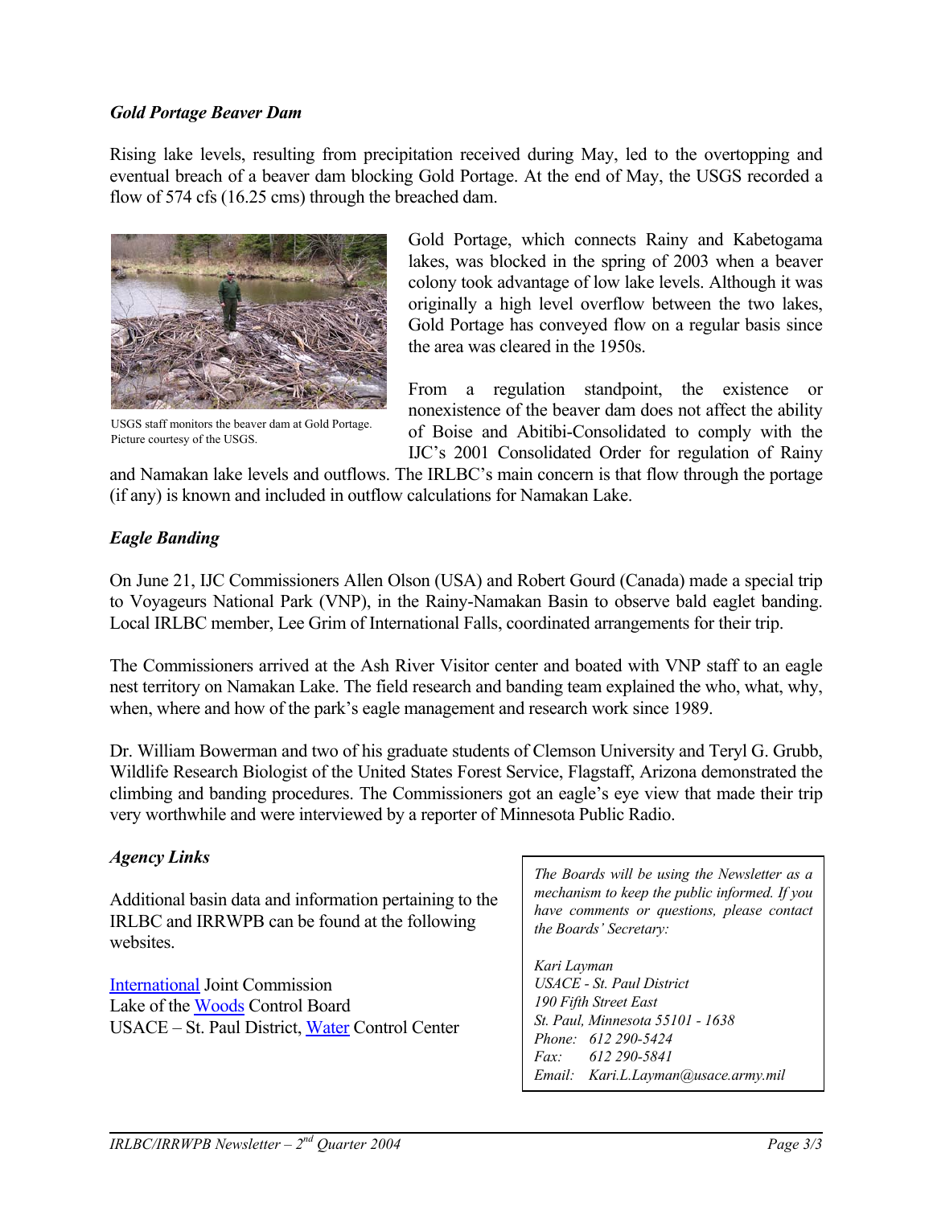### *Gold Portage Beaver Dam*

Rising lake levels, resulting from precipitation received during May, led to the overtopping and eventual breach of a beaver dam blocking Gold Portage. At the end of May, the USGS recorded a flow of 574 cfs (16.25 cms) through the breached dam.

USGS staff monitors the beaver dam at Gold Portage. Picture courtesy of the USGS.

Gold Portage, which connects Rainy and Kabetogama lakes, was blocked in the spring of 2003 when a beaver colony took advantage of low lake levels. Although it was originally a high level overflow between the two lakes, Gold Portage has conveyed flow on a regular basis since the area was cleared in the 1950s.

From a regulation standpoint, the existence or nonexistence of the beaver dam does not affect the ability of Boise and Abitibi-Consolidated to comply with the IJC's 2001 Consolidated Order for regulation of Rainy and Namakan lake levels and outflows. The IRLBC's main concern is that flow through the portage (if any) is known and included in outflow calculations for Namakan Lake.

### *Eagle Banding*

On June 21, IJC Commissioners Allen Olson (USA) and Robert Gourd (Canada) made a special trip to Voyageurs National Park (VNP), in the Rainy-Namakan Basin to observe bald eaglet banding. Local IRLBC member, Lee Grim of International Falls, coordinated arrangements for their trip.

The Commissioners arrived at the Ash River Visitor center and boated with VNP staff to an eagle nest territory on Namakan Lake. The field research and banding team explained the who, what, why, when, where and how of the park's eagle management and research work since 1989.

Dr. William Bowerman and two of his graduate students of Clemson University and Teryl G. Grubb, Wildlife Research Biologist of the United States Forest Service, Flagstaff, Arizona demonstrated the climbing and banding procedures. The Commissioners got an eagle's eye view that made their trip very worthwhile and were interviewed by a reporter of Minnesota Public Radio.

### *Agency Links*

Additional basin data and information pertaining to the IRLBC and IRRWPB can be found at the following websites.

International Joint Commission
Lake of the Woods Control Board
USACE – St. Paul District, Water Control Center

*The Boards will be using the Newsletter as a mechanism to keep the public informed. If you have comments or questions, please contact the Boards' Secretary:*

*Kari Layman*
*USACE - St. Paul District*
*190 Fifth Street East*
*St. Paul, Minnesota 55101 - 1638*
*Phone: 612 290-5424*
*Fax: 612 290-5841*
*Email: Kari.L.Layman@usace.army.mil*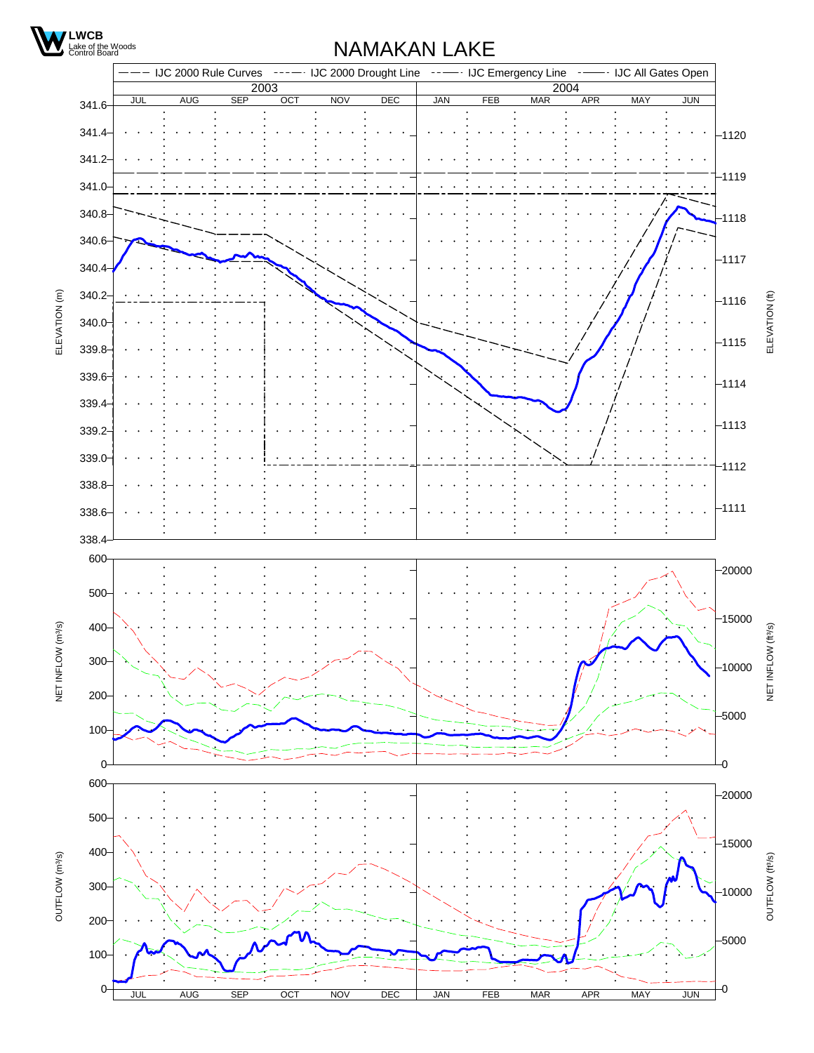LWCB
Lake of the Woods Control Board

# NAMAKAN LAKE

IJC 2000 Rule Curves — IJC 2000 Drought Line — IJC Emergency Line — IJC All Gates Open

2003 | 2004

JUL AUG SEP OCT NOV DEC JAN FEB MAR APR MAY JUN

ELEVATION (m): 341.6, 341.4, 341.2, 341.0, 340.8, 340.6, 340.4, 340.2, 340.0, 339.8, 339.6, 339.4, 339.2, 339.0, 338.8, 338.6, 338.4

ELEVATION (ft): 1120, 1119, 1118, 1117, 1116, 1115, 1114, 1113, 1112, 1111

NET INFLOW (m³/s): 600, 500, 400, 300, 200, 100, 0

NET INFLOW (ft³/s): 20000, 15000, 10000, 5000, 0

OUTFLOW (m³/s): 600, 500, 400, 300, 200, 100, 0

OUTFLOW (ft³/s): 20000, 15000, 10000, 5000, 0

JUL AUG SEP OCT NOV DEC JAN FEB MAR APR MAY JUN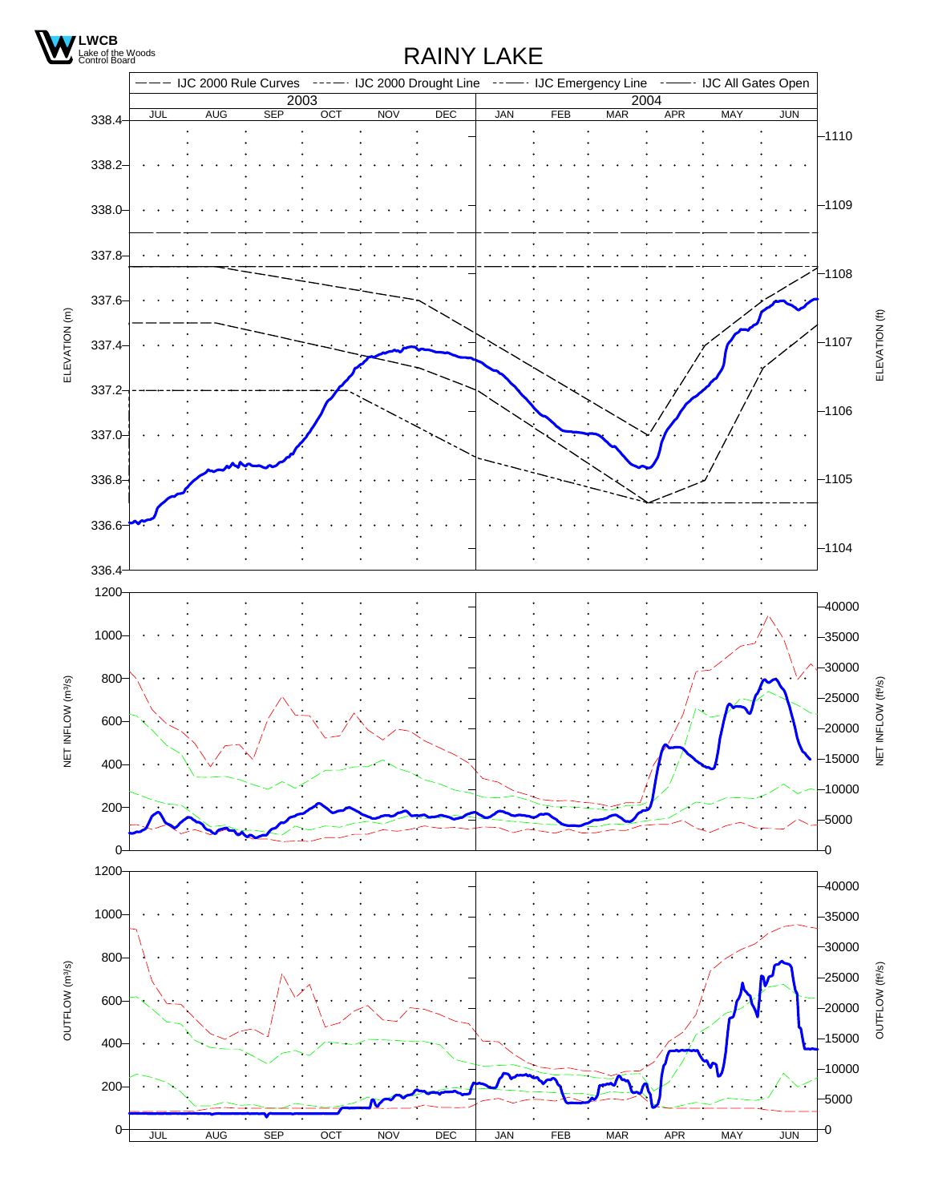LWCB
Lake of the Woods Control Board

# RAINY LAKE

IJC 2000 Rule Curves
IJC 2000 Drought Line
IJC Emergency Line
IJC All Gates Open

2003
2004

JUL AUG SEP OCT NOV DEC JAN FEB MAR APR MAY JUN

ELEVATION (m)
338.4
338.2
338.0
337.8
337.6
337.4
337.2
337.0
336.8
336.6
336.4

ELEVATION (ft)
1110
1109
1108
1107
1106
1105
1104

NET INFLOW (m³/s)
1200
1000
800
600
400
200
0

NET INFLOW (ft³/s)
40000
35000
30000
25000
20000
15000
10000
5000
0

OUTFLOW (m³/s)
1200
1000
800
600
400
200
0

OUTFLOW (ft³/s)
40000
35000
30000
25000
20000
15000
10000
5000
0

JUL AUG SEP OCT NOV DEC JAN FEB MAR APR MAY JUN